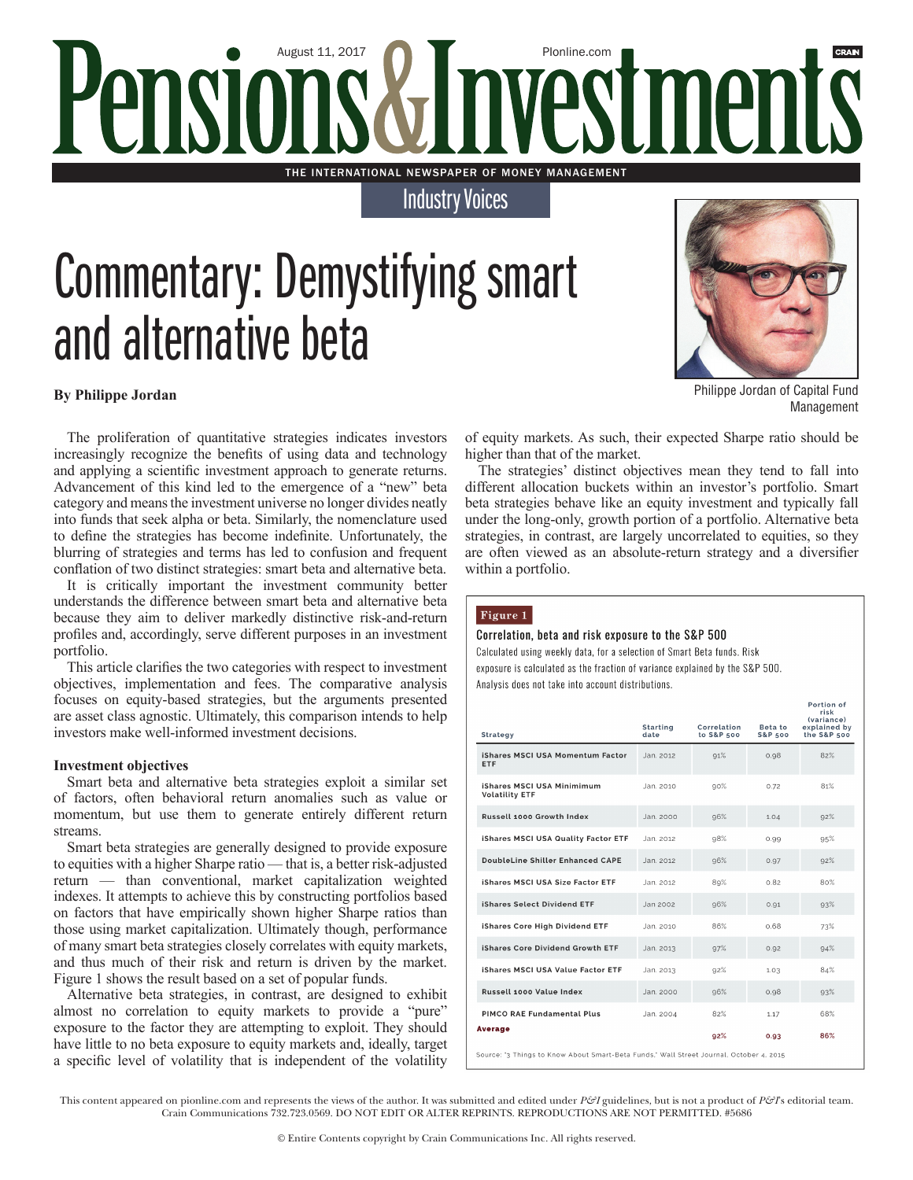# Pensions&Investments

August 11, 2017 — PIonline.com

THE INTERNATIONAL NEWSPAPER OF MONEY MANAGEMENT

Industry Voices

# Commentary: Demystifying smart and alternative beta

**By Philippe Jordan**

Philippe Jordan of Capital Fund Management

The proliferation of quantitative strategies indicates investors increasingly recognize the benefits of using data and technology and applying a scientific investment approach to generate returns. Advancement of this kind led to the emergence of a "new" beta category and means the investment universe no longer divides neatly into funds that seek alpha or beta. Similarly, the nomenclature used to define the strategies has become indefinite. Unfortunately, the blurring of strategies and terms has led to confusion and frequent conflation of two distinct strategies: smart beta and alternative beta.

It is critically important the investment community better understands the difference between smart beta and alternative beta because they aim to deliver markedly distinctive risk-and-return profiles and, accordingly, serve different purposes in an investment portfolio.

This article clarifies the two categories with respect to investment objectives, implementation and fees. The comparative analysis focuses on equity-based strategies, but the arguments presented are asset class agnostic. Ultimately, this comparison intends to help investors make well-informed investment decisions.

### Investment objectives

Smart beta and alternative beta strategies exploit a similar set of factors, often behavioral return anomalies such as value or momentum, but use them to generate entirely different return streams.

Smart beta strategies are generally designed to provide exposure to equities with a higher Sharpe ratio — that is, a better risk-adjusted return — than conventional, market capitalization weighted indexes. It attempts to achieve this by constructing portfolios based on factors that have empirically shown higher Sharpe ratios than those using market capitalization. Ultimately though, performance of many smart beta strategies closely correlates with equity markets, and thus much of their risk and return is driven by the market. Figure 1 shows the result based on a set of popular funds.

Alternative beta strategies, in contrast, are designed to exhibit almost no correlation to equity markets to provide a "pure" exposure to the factor they are attempting to exploit. They should have little to no beta exposure to equity markets and, ideally, target a specific level of volatility that is independent of the volatility of equity markets. As such, their expected Sharpe ratio should be higher than that of the market.

The strategies' distinct objectives mean they tend to fall into different allocation buckets within an investor's portfolio. Smart beta strategies behave like an equity investment and typically fall under the long-only, growth portion of a portfolio. Alternative beta strategies, in contrast, are largely uncorrelated to equities, so they are often viewed as an absolute-return strategy and a diversifier within a portfolio.

**Figure 1**

**Correlation, beta and risk exposure to the S&P 500**

Calculated using weekly data, for a selection of Smart Beta funds. Risk exposure is calculated as the fraction of variance explained by the S&P 500. Analysis does not take into account distributions.

| Strategy | Starting date | Correlation to S&P 500 | Beta to S&P 500 | Portion of risk (variance) explained by the S&P 500 |
|---|---|---|---|---|
| iShares MSCI USA Momentum Factor ETF | Jan. 2012 | 91% | 0.98 | 82% |
| iShares MSCI USA Minimimum Volatility ETF | Jan. 2010 | 90% | 0.72 | 81% |
| Russell 1000 Growth Index | Jan. 2000 | 96% | 1.04 | 92% |
| iShares MSCI USA Quality Factor ETF | Jan. 2012 | 98% | 0.99 | 95% |
| DoubleLine Shiller Enhanced CAPE | Jan. 2012 | 96% | 0.97 | 92% |
| iShares MSCI USA Size Factor ETF | Jan. 2012 | 89% | 0.82 | 80% |
| iShares Select Dividend ETF | Jan 2002 | 96% | 0.91 | 93% |
| iShares Core High Dividend ETF | Jan. 2010 | 86% | 0.68 | 73% |
| iShares Core Dividend Growth ETF | Jan. 2013 | 97% | 0.92 | 94% |
| iShares MSCI USA Value Factor ETF | Jan. 2013 | 92% | 1.03 | 84% |
| Russell 1000 Value Index | Jan. 2000 | 96% | 0.98 | 93% |
| PIMCO RAE Fundamental Plus | Jan. 2004 | 82% | 1.17 | 68% |
| **Average** | | **92%** | **0.93** | **86%** |

Source: "3 Things to Know About Smart-Beta Funds," Wall Street Journal, October 4, 2015

This content appeared on pionline.com and represents the views of the author. It was submitted and edited under *P&I* guidelines, but is not a product of *P&I*'s editorial team. Crain Communications 732.723.0569. DO NOT EDIT OR ALTER REPRINTS. REPRODUCTIONS ARE NOT PERMITTED. #5686

© Entire Contents copyright by Crain Communications Inc. All rights reserved.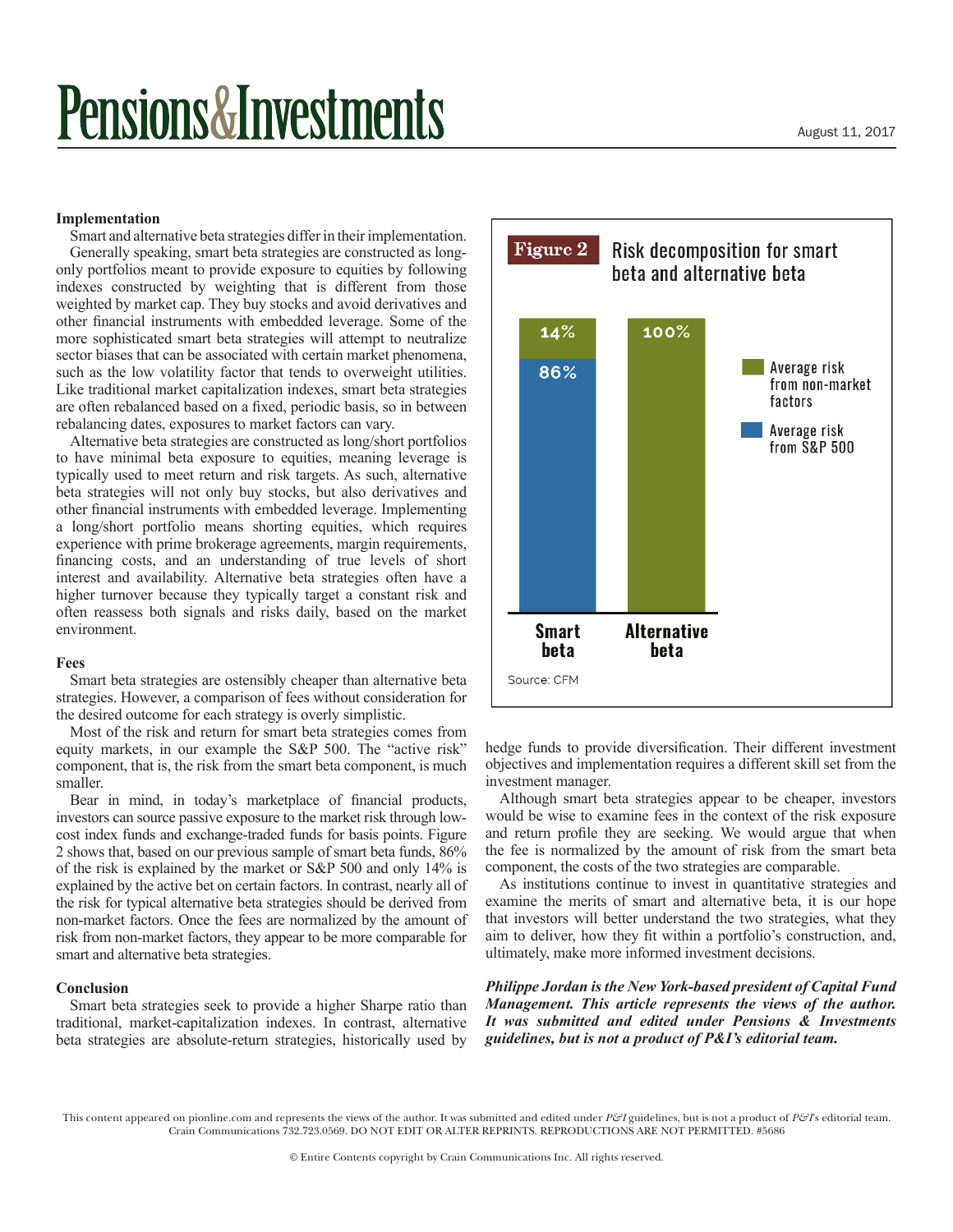## Implementation

Smart and alternative beta strategies differ in their implementation. Generally speaking, smart beta strategies are constructed as long-only portfolios meant to provide exposure to equities by following indexes constructed by weighting that is different from those weighted by market cap. They buy stocks and avoid derivatives and other financial instruments with embedded leverage. Some of the more sophisticated smart beta strategies will attempt to neutralize sector biases that can be associated with certain market phenomena, such as the low volatility factor that tends to overweight utilities. Like traditional market capitalization indexes, smart beta strategies are often rebalanced based on a fixed, periodic basis, so in between rebalancing dates, exposures to market factors can vary.

Alternative beta strategies are constructed as long/short portfolios to have minimal beta exposure to equities, meaning leverage is typically used to meet return and risk targets. As such, alternative beta strategies will not only buy stocks, but also derivatives and other financial instruments with embedded leverage. Implementing a long/short portfolio means shorting equities, which requires experience with prime brokerage agreements, margin requirements, financing costs, and an understanding of true levels of short interest and availability. Alternative beta strategies often have a higher turnover because they typically target a constant risk and often reassess both signals and risks daily, based on the market environment.

## Fees

Smart beta strategies are ostensibly cheaper than alternative beta strategies. However, a comparison of fees without consideration for the desired outcome for each strategy is overly simplistic.

Most of the risk and return for smart beta strategies comes from equity markets, in our example the S&P 500. The "active risk" component, that is, the risk from the smart beta component, is much smaller.

Bear in mind, in today's marketplace of financial products, investors can source passive exposure to the market risk through low-cost index funds and exchange-traded funds for basis points. Figure 2 shows that, based on our previous sample of smart beta funds, 86% of the risk is explained by the market or S&P 500 and only 14% is explained by the active bet on certain factors. In contrast, nearly all of the risk for typical alternative beta strategies should be derived from non-market factors. Once the fees are normalized by the amount of risk from non-market factors, they appear to be more comparable for smart and alternative beta strategies.

**Figure 2** Risk decomposition for smart beta and alternative beta

14%
86%
100%
Average risk from non-market factors
Average risk from S&P 500
Smart beta
Alternative beta

Source: CFM

## Conclusion

Smart beta strategies seek to provide a higher Sharpe ratio than traditional, market-capitalization indexes. In contrast, alternative beta strategies are absolute-return strategies, historically used by hedge funds to provide diversification. Their different investment objectives and implementation requires a different skill set from the investment manager.

Although smart beta strategies appear to be cheaper, investors would be wise to examine fees in the context of the risk exposure and return profile they are seeking. We would argue that when the fee is normalized by the amount of risk from the smart beta component, the costs of the two strategies are comparable.

As institutions continue to invest in quantitative strategies and examine the merits of smart and alternative beta, it is our hope that investors will better understand the two strategies, what they aim to deliver, how they fit within a portfolio's construction, and, ultimately, make more informed investment decisions.

***Philippe Jordan is the New York-based president of Capital Fund Management. This article represents the views of the author. It was submitted and edited under Pensions & Investments guidelines, but is not a product of P&I's editorial team.***

This content appeared on pionline.com and represents the views of the author. It was submitted and edited under *P&I* guidelines, but is not a product of *P&I*'s editorial team. Crain Communications 732.723.0569. DO NOT EDIT OR ALTER REPRINTS. REPRODUCTIONS ARE NOT PERMITTED. #5686

© Entire Contents copyright by Crain Communications Inc. All rights reserved.